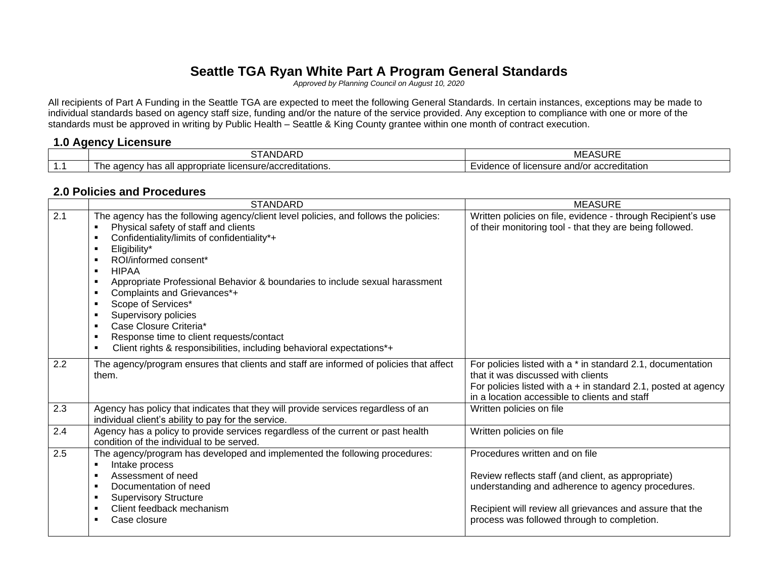# Seattle TGA Ryan White Part A Program General Standards

*Approved by Planning Council on August 10, 2020*

All recipients of Part A Funding in the Seattle TGA are expected to meet the following General Standards. In certain instances, exceptions may be made to individual standards based on agency staff size, funding and/or the nature of the service provided. Any exception to compliance with one or more of the standards must be approved in writing by Public Health – Seattle & King County grantee within one month of contract execution.

## 1.0 Agency Licensure

| | STANDARD | MEASURE |
|---|---|---|
| 1.1 | The agency has all appropriate licensure/accreditations. | Evidence of licensure and/or accreditation |

## 2.0 Policies and Procedures

| | STANDARD | MEASURE |
|---|---|---|
| 2.1 | The agency has the following agency/client level policies, and follows the policies:<br>▪ Physical safety of staff and clients<br>▪ Confidentiality/limits of confidentiality*+<br>▪ Eligibility*<br>▪ ROI/informed consent*<br>▪ HIPAA<br>▪ Appropriate Professional Behavior & boundaries to include sexual harassment<br>▪ Complaints and Grievances*+<br>▪ Scope of Services*<br>▪ Supervisory policies<br>▪ Case Closure Criteria*<br>▪ Response time to client requests/contact<br>▪ Client rights & responsibilities, including behavioral expectations*+ | Written policies on file, evidence - through Recipient's use of their monitoring tool - that they are being followed. |
| 2.2 | The agency/program ensures that clients and staff are informed of policies that affect them. | For policies listed with a * in standard 2.1, documentation that it was discussed with clients<br>For policies listed with a + in standard 2.1, posted at agency in a location accessible to clients and staff |
| 2.3 | Agency has policy that indicates that they will provide services regardless of an individual client's ability to pay for the service. | Written policies on file |
| 2.4 | Agency has a policy to provide services regardless of the current or past health condition of the individual to be served. | Written policies on file |
| 2.5 | The agency/program has developed and implemented the following procedures:<br>▪ Intake process<br>▪ Assessment of need<br>▪ Documentation of need<br>▪ Supervisory Structure<br>▪ Client feedback mechanism<br>▪ Case closure | Procedures written and on file<br><br>Review reflects staff (and client, as appropriate) understanding and adherence to agency procedures.<br><br>Recipient will review all grievances and assure that the process was followed through to completion. |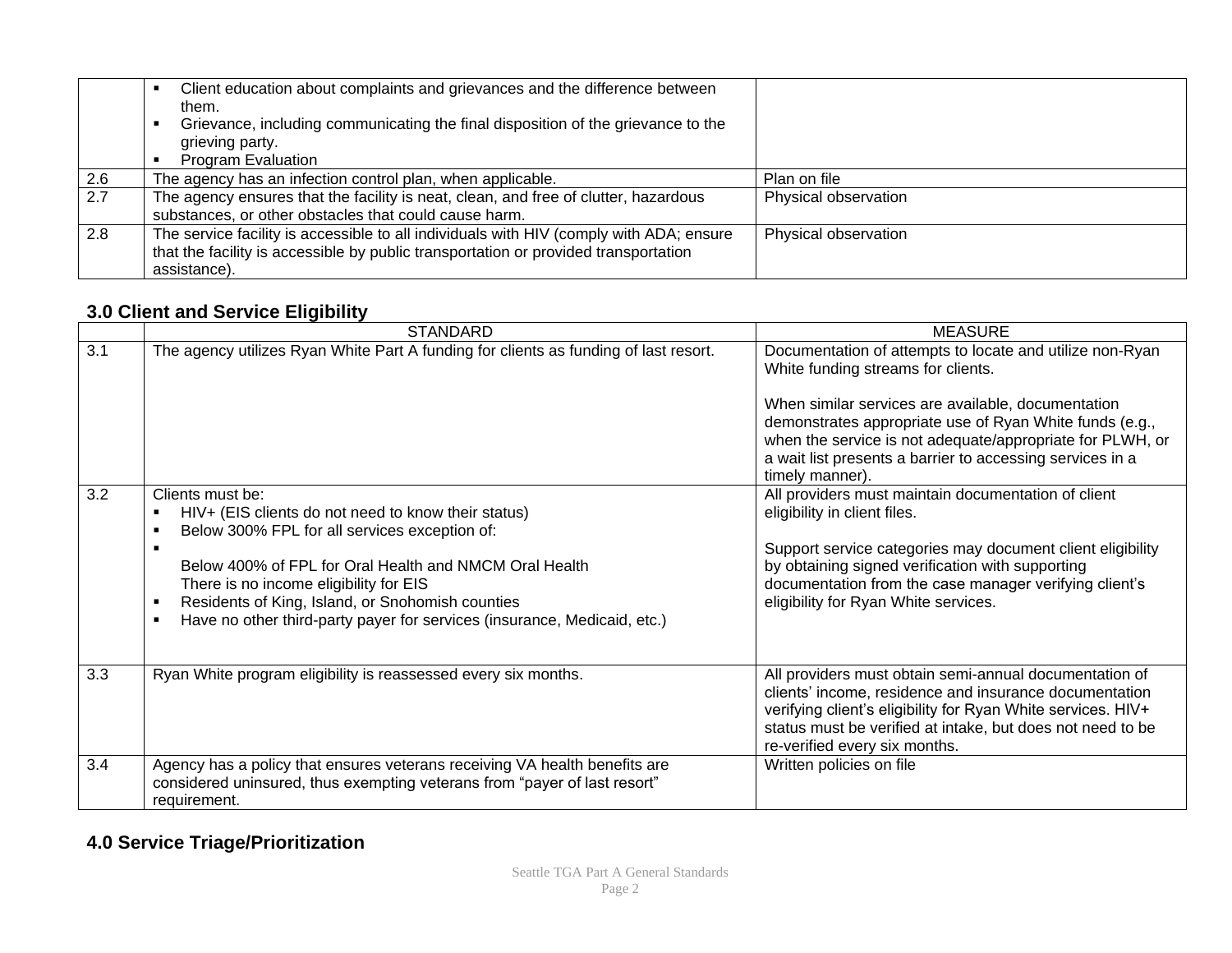| | | |
|---|---|---|
| | ▪ Client education about complaints and grievances and the difference between them.<br>▪ Grievance, including communicating the final disposition of the grievance to the grieving party.<br>▪ Program Evaluation | |
| 2.6 | The agency has an infection control plan, when applicable. | Plan on file |
| 2.7 | The agency ensures that the facility is neat, clean, and free of clutter, hazardous substances, or other obstacles that could cause harm. | Physical observation |
| 2.8 | The service facility is accessible to all individuals with HIV (comply with ADA; ensure that the facility is accessible by public transportation or provided transportation assistance). | Physical observation |

### 3.0 Client and Service Eligibility

| | STANDARD | MEASURE |
|---|---|---|
| 3.1 | The agency utilizes Ryan White Part A funding for clients as funding of last resort. | Documentation of attempts to locate and utilize non-Ryan White funding streams for clients.<br><br>When similar services are available, documentation demonstrates appropriate use of Ryan White funds (e.g., when the service is not adequate/appropriate for PLWH, or a wait list presents a barrier to accessing services in a timely manner). |
| 3.2 | Clients must be:<br>▪ HIV+ (EIS clients do not need to know their status)<br>▪ Below 300% FPL for all services exception of:<br>▪<br>Below 400% of FPL for Oral Health and NMCM Oral Health<br>There is no income eligibility for EIS<br>▪ Residents of King, Island, or Snohomish counties<br>▪ Have no other third-party payer for services (insurance, Medicaid, etc.) | All providers must maintain documentation of client eligibility in client files.<br><br>Support service categories may document client eligibility by obtaining signed verification with supporting documentation from the case manager verifying client's eligibility for Ryan White services. |
| 3.3 | Ryan White program eligibility is reassessed every six months. | All providers must obtain semi-annual documentation of clients' income, residence and insurance documentation verifying client's eligibility for Ryan White services. HIV+ status must be verified at intake, but does not need to be re-verified every six months. |
| 3.4 | Agency has a policy that ensures veterans receiving VA health benefits are considered uninsured, thus exempting veterans from "payer of last resort" requirement. | Written policies on file |

### 4.0 Service Triage/Prioritization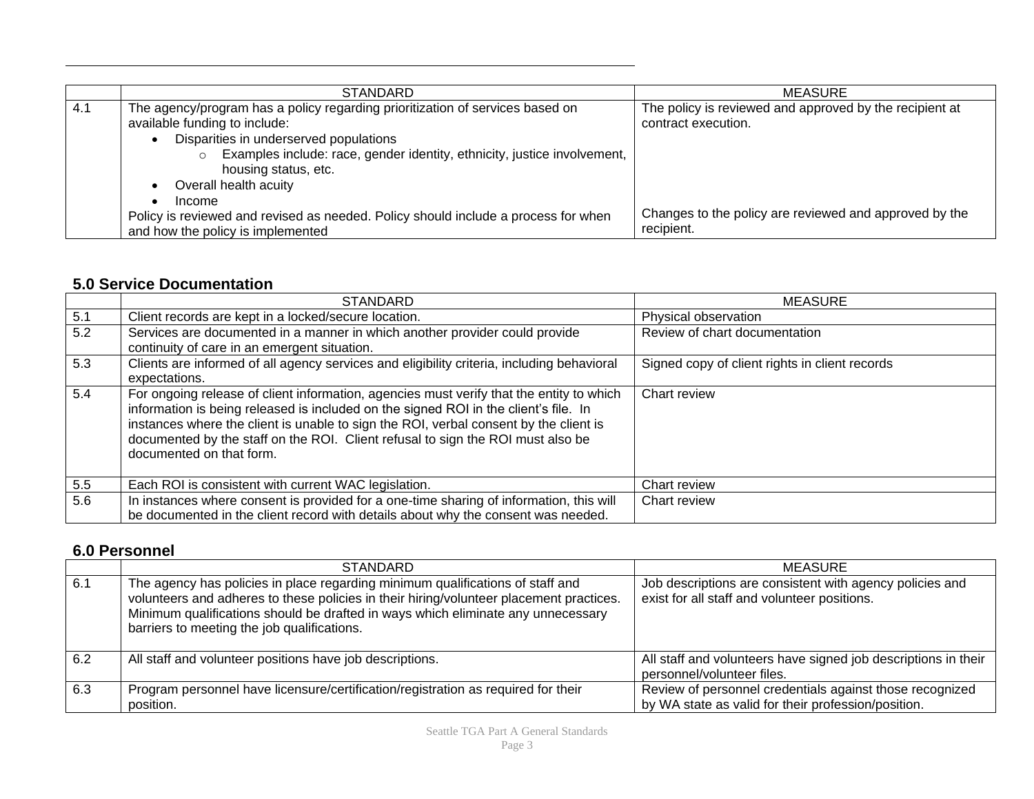|  | STANDARD | MEASURE |
|---|---|---|
| 4.1 | The agency/program has a policy regarding prioritization of services based on available funding to include:<br>• Disparities in underserved populations<br>  ○ Examples include: race, gender identity, ethnicity, justice involvement, housing status, etc.<br>• Overall health acuity<br>• Income<br>Policy is reviewed and revised as needed. Policy should include a process for when and how the policy is implemented | The policy is reviewed and approved by the recipient at contract execution.<br><br>Changes to the policy are reviewed and approved by the recipient. |

## 5.0 Service Documentation

|  | STANDARD | MEASURE |
|---|---|---|
| 5.1 | Client records are kept in a locked/secure location. | Physical observation |
| 5.2 | Services are documented in a manner in which another provider could provide continuity of care in an emergent situation. | Review of chart documentation |
| 5.3 | Clients are informed of all agency services and eligibility criteria, including behavioral expectations. | Signed copy of client rights in client records |
| 5.4 | For ongoing release of client information, agencies must verify that the entity to which information is being released is included on the signed ROI in the client's file. In instances where the client is unable to sign the ROI, verbal consent by the client is documented by the staff on the ROI. Client refusal to sign the ROI must also be documented on that form. | Chart review |
| 5.5 | Each ROI is consistent with current WAC legislation. | Chart review |
| 5.6 | In instances where consent is provided for a one-time sharing of information, this will be documented in the client record with details about why the consent was needed. | Chart review |

## 6.0 Personnel

|  | STANDARD | MEASURE |
|---|---|---|
| 6.1 | The agency has policies in place regarding minimum qualifications of staff and volunteers and adheres to these policies in their hiring/volunteer placement practices. Minimum qualifications should be drafted in ways which eliminate any unnecessary barriers to meeting the job qualifications. | Job descriptions are consistent with agency policies and exist for all staff and volunteer positions. |
| 6.2 | All staff and volunteer positions have job descriptions. | All staff and volunteers have signed job descriptions in their personnel/volunteer files. |
| 6.3 | Program personnel have licensure/certification/registration as required for their position. | Review of personnel credentials against those recognized by WA state as valid for their profession/position. |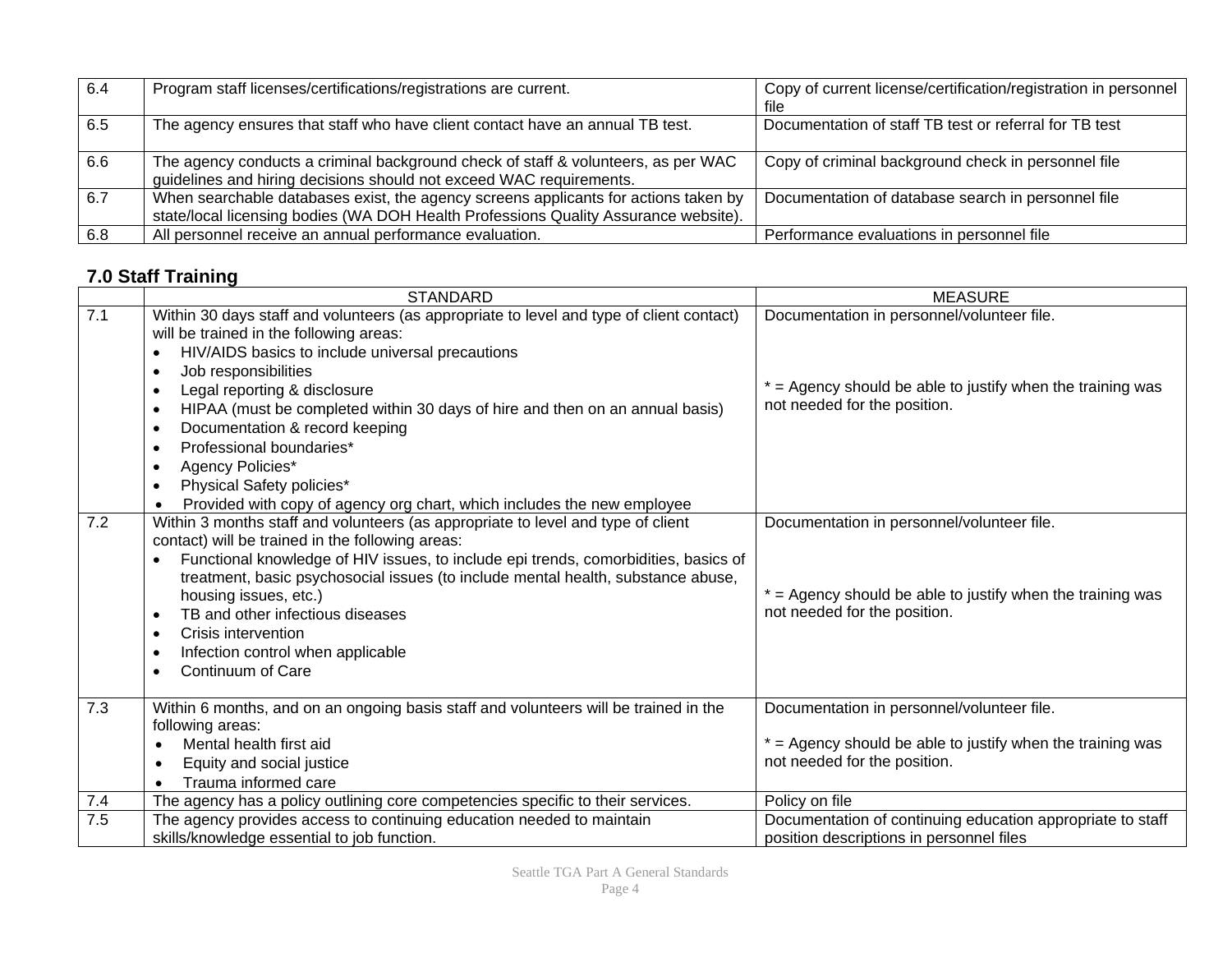| | | |
|---|---|---|
| 6.4 | Program staff licenses/certifications/registrations are current. | Copy of current license/certification/registration in personnel file |
| 6.5 | The agency ensures that staff who have client contact have an annual TB test. | Documentation of staff TB test or referral for TB test |
| 6.6 | The agency conducts a criminal background check of staff & volunteers, as per WAC guidelines and hiring decisions should not exceed WAC requirements. | Copy of criminal background check in personnel file |
| 6.7 | When searchable databases exist, the agency screens applicants for actions taken by state/local licensing bodies (WA DOH Health Professions Quality Assurance website). | Documentation of database search in personnel file |
| 6.8 | All personnel receive an annual performance evaluation. | Performance evaluations in personnel file |

## 7.0 Staff Training

| | STANDARD | MEASURE |
|---|---|---|
| 7.1 | Within 30 days staff and volunteers (as appropriate to level and type of client contact) will be trained in the following areas:<br>• HIV/AIDS basics to include universal precautions<br>• Job responsibilities<br>• Legal reporting & disclosure<br>• HIPAA (must be completed within 30 days of hire and then on an annual basis)<br>• Documentation & record keeping<br>• Professional boundaries*<br>• Agency Policies*<br>• Physical Safety policies*<br>• Provided with copy of agency org chart, which includes the new employee | Documentation in personnel/volunteer file.<br><br>* = Agency should be able to justify when the training was not needed for the position. |
| 7.2 | Within 3 months staff and volunteers (as appropriate to level and type of client contact) will be trained in the following areas:<br>• Functional knowledge of HIV issues, to include epi trends, comorbidities, basics of treatment, basic psychosocial issues (to include mental health, substance abuse, housing issues, etc.)<br>• TB and other infectious diseases<br>• Crisis intervention<br>• Infection control when applicable<br>• Continuum of Care | Documentation in personnel/volunteer file.<br><br>* = Agency should be able to justify when the training was not needed for the position. |
| 7.3 | Within 6 months, and on an ongoing basis staff and volunteers will be trained in the following areas:<br>• Mental health first aid<br>• Equity and social justice<br>• Trauma informed care | Documentation in personnel/volunteer file.<br><br>* = Agency should be able to justify when the training was not needed for the position. |
| 7.4 | The agency has a policy outlining core competencies specific to their services. | Policy on file |
| 7.5 | The agency provides access to continuing education needed to maintain skills/knowledge essential to job function. | Documentation of continuing education appropriate to staff position descriptions in personnel files |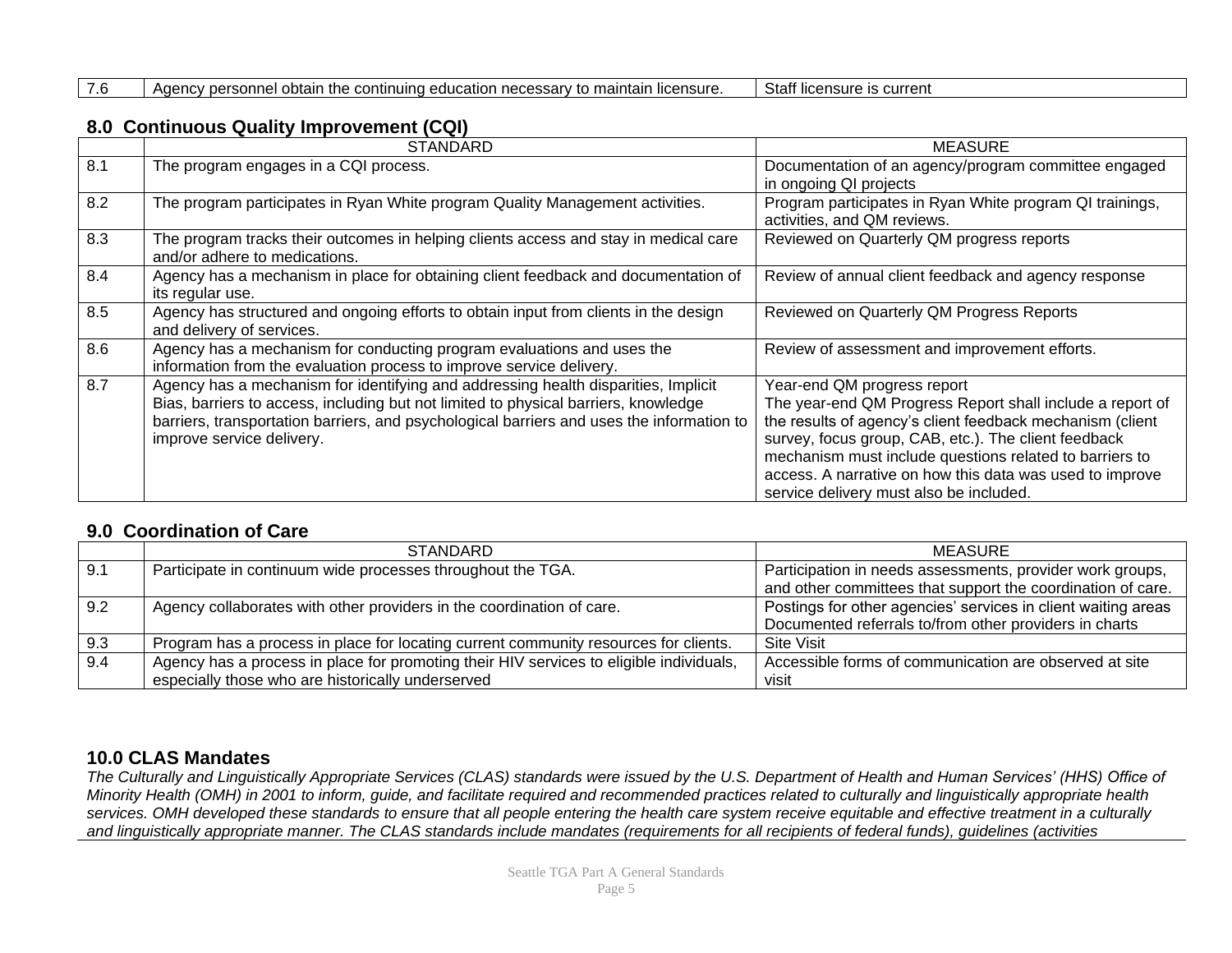| 7.6 | Agency personnel obtain the continuing education necessary to maintain licensure. | Staff licensure is current |
|---|---|---|

## 8.0 Continuous Quality Improvement (CQI)

| | STANDARD | MEASURE |
|---|---|---|
| 8.1 | The program engages in a CQI process. | Documentation of an agency/program committee engaged in ongoing QI projects |
| 8.2 | The program participates in Ryan White program Quality Management activities. | Program participates in Ryan White program QI trainings, activities, and QM reviews. |
| 8.3 | The program tracks their outcomes in helping clients access and stay in medical care and/or adhere to medications. | Reviewed on Quarterly QM progress reports |
| 8.4 | Agency has a mechanism in place for obtaining client feedback and documentation of its regular use. | Review of annual client feedback and agency response |
| 8.5 | Agency has structured and ongoing efforts to obtain input from clients in the design and delivery of services. | Reviewed on Quarterly QM Progress Reports |
| 8.6 | Agency has a mechanism for conducting program evaluations and uses the information from the evaluation process to improve service delivery. | Review of assessment and improvement efforts. |
| 8.7 | Agency has a mechanism for identifying and addressing health disparities, Implicit Bias, barriers to access, including but not limited to physical barriers, knowledge barriers, transportation barriers, and psychological barriers and uses the information to improve service delivery. | Year-end QM progress report<br>The year-end QM Progress Report shall include a report of the results of agency's client feedback mechanism (client survey, focus group, CAB, etc.). The client feedback mechanism must include questions related to barriers to access. A narrative on how this data was used to improve service delivery must also be included. |

## 9.0 Coordination of Care

| | STANDARD | MEASURE |
|---|---|---|
| 9.1 | Participate in continuum wide processes throughout the TGA. | Participation in needs assessments, provider work groups, and other committees that support the coordination of care. |
| 9.2 | Agency collaborates with other providers in the coordination of care. | Postings for other agencies' services in client waiting areas<br>Documented referrals to/from other providers in charts |
| 9.3 | Program has a process in place for locating current community resources for clients. | Site Visit |
| 9.4 | Agency has a process in place for promoting their HIV services to eligible individuals, especially those who are historically underserved | Accessible forms of communication are observed at site visit |

## 10.0 CLAS Mandates

*The Culturally and Linguistically Appropriate Services (CLAS) standards were issued by the U.S. Department of Health and Human Services' (HHS) Office of Minority Health (OMH) in 2001 to inform, guide, and facilitate required and recommended practices related to culturally and linguistically appropriate health services. OMH developed these standards to ensure that all people entering the health care system receive equitable and effective treatment in a culturally and linguistically appropriate manner. The CLAS standards include mandates (requirements for all recipients of federal funds), guidelines (activities*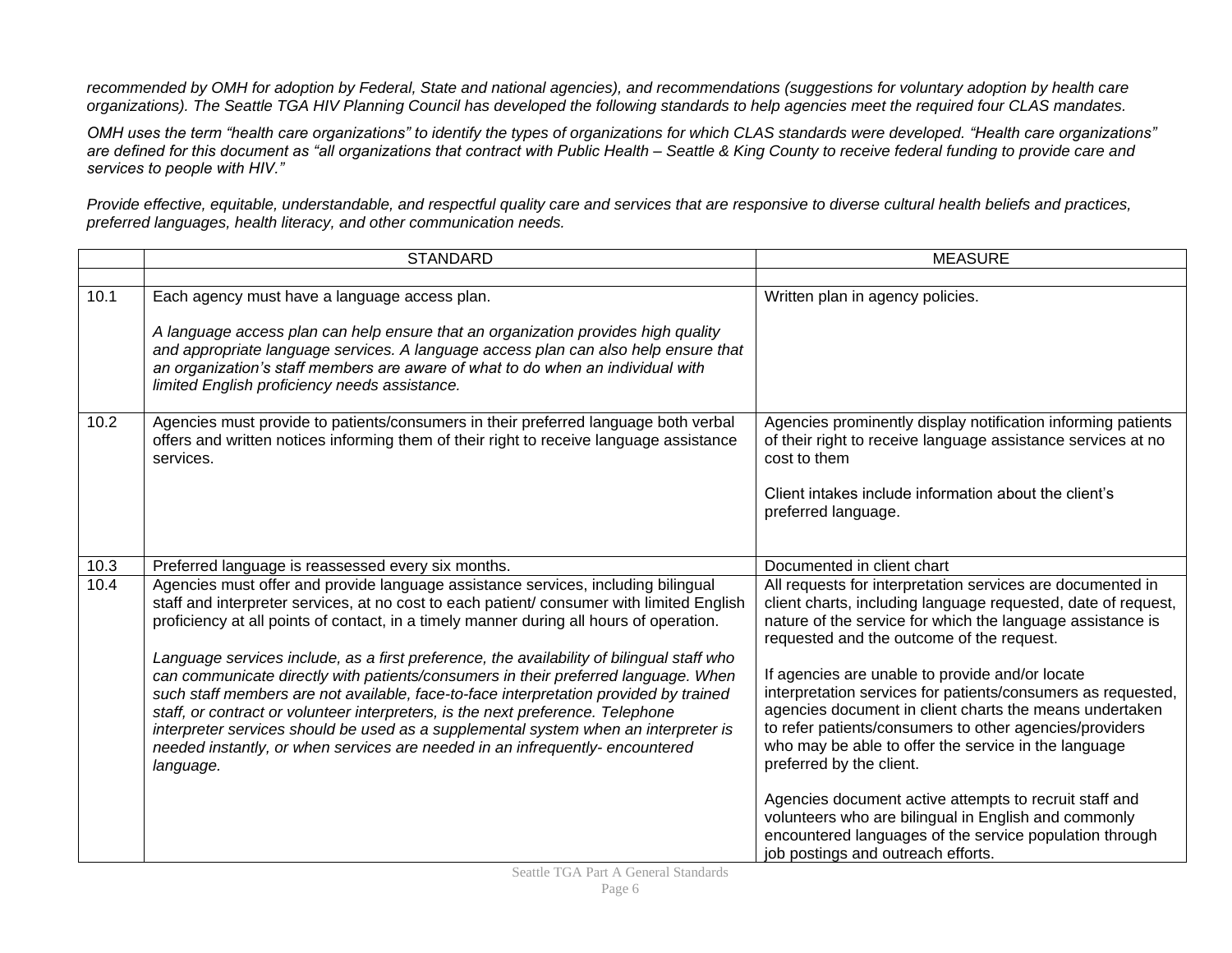*recommended by OMH for adoption by Federal, State and national agencies), and recommendations (suggestions for voluntary adoption by health care organizations). The Seattle TGA HIV Planning Council has developed the following standards to help agencies meet the required four CLAS mandates.*

*OMH uses the term "health care organizations" to identify the types of organizations for which CLAS standards were developed. "Health care organizations" are defined for this document as "all organizations that contract with Public Health – Seattle & King County to receive federal funding to provide care and services to people with HIV."*

*Provide effective, equitable, understandable, and respectful quality care and services that are responsive to diverse cultural health beliefs and practices, preferred languages, health literacy, and other communication needs.*

| | STANDARD | MEASURE |
|---|---|---|
| | | |
| 10.1 | Each agency must have a language access plan.<br><br>*A language access plan can help ensure that an organization provides high quality and appropriate language services. A language access plan can also help ensure that an organization's staff members are aware of what to do when an individual with limited English proficiency needs assistance.* | Written plan in agency policies. |
| 10.2 | Agencies must provide to patients/consumers in their preferred language both verbal offers and written notices informing them of their right to receive language assistance services. | Agencies prominently display notification informing patients of their right to receive language assistance services at no cost to them<br><br>Client intakes include information about the client's preferred language. |
| 10.3 | Preferred language is reassessed every six months. | Documented in client chart |
| 10.4 | Agencies must offer and provide language assistance services, including bilingual staff and interpreter services, at no cost to each patient/ consumer with limited English proficiency at all points of contact, in a timely manner during all hours of operation.<br><br>*Language services include, as a first preference, the availability of bilingual staff who can communicate directly with patients/consumers in their preferred language. When such staff members are not available, face-to-face interpretation provided by trained staff, or contract or volunteer interpreters, is the next preference. Telephone interpreter services should be used as a supplemental system when an interpreter is needed instantly, or when services are needed in an infrequently- encountered language.* | All requests for interpretation services are documented in client charts, including language requested, date of request, nature of the service for which the language assistance is requested and the outcome of the request.<br><br>If agencies are unable to provide and/or locate interpretation services for patients/consumers as requested, agencies document in client charts the means undertaken to refer patients/consumers to other agencies/providers who may be able to offer the service in the language preferred by the client.<br><br>Agencies document active attempts to recruit staff and volunteers who are bilingual in English and commonly encountered languages of the service population through job postings and outreach efforts. |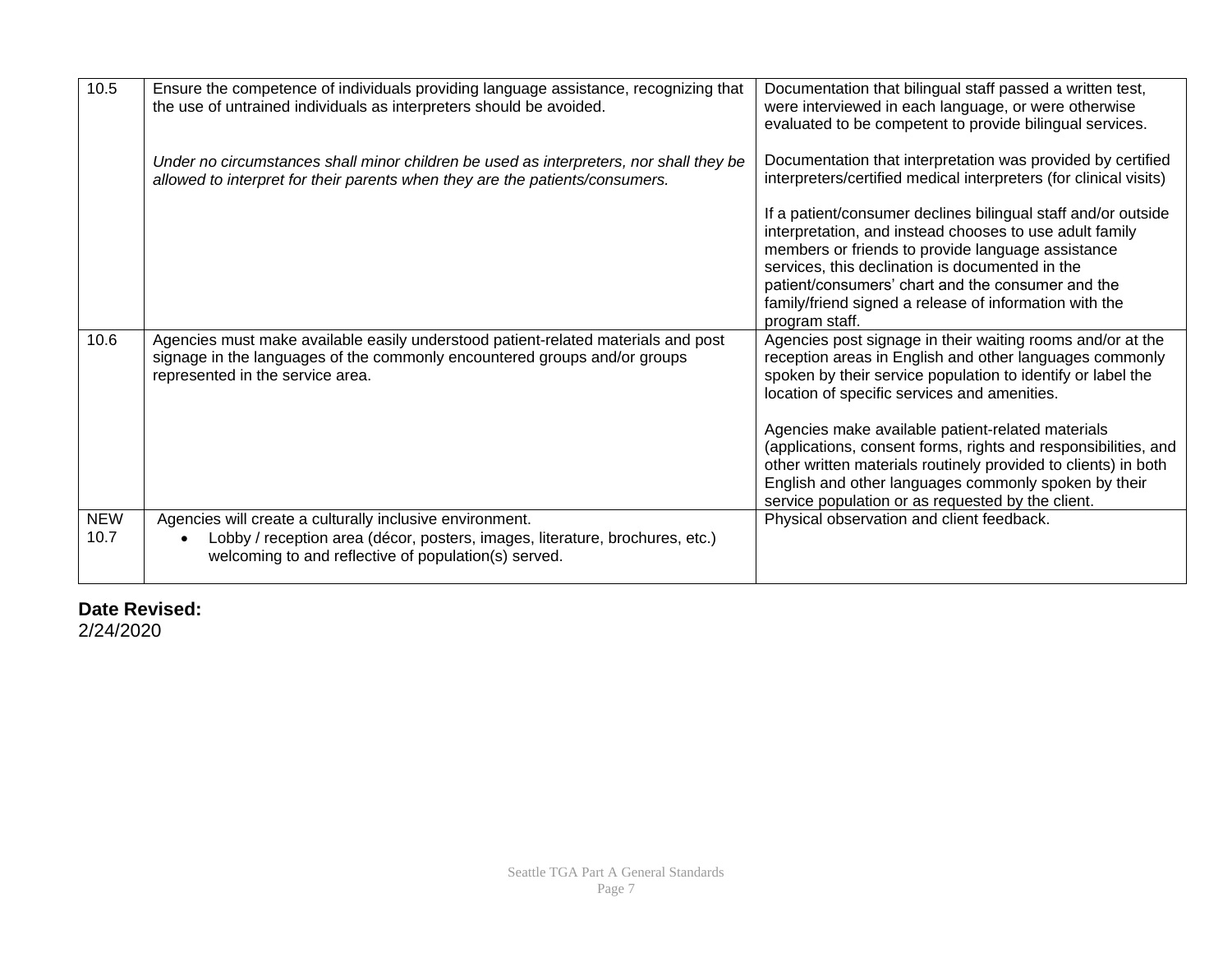| | | |
|---|---|---|
| 10.5 | Ensure the competence of individuals providing language assistance, recognizing that the use of untrained individuals as interpreters should be avoided.<br><br>*Under no circumstances shall minor children be used as interpreters, nor shall they be allowed to interpret for their parents when they are the patients/consumers.* | Documentation that bilingual staff passed a written test, were interviewed in each language, or were otherwise evaluated to be competent to provide bilingual services.<br><br>Documentation that interpretation was provided by certified interpreters/certified medical interpreters (for clinical visits)<br><br>If a patient/consumer declines bilingual staff and/or outside interpretation, and instead chooses to use adult family members or friends to provide language assistance services, this declination is documented in the patient/consumers' chart and the consumer and the family/friend signed a release of information with the program staff. |
| 10.6 | Agencies must make available easily understood patient-related materials and post signage in the languages of the commonly encountered groups and/or groups represented in the service area. | Agencies post signage in their waiting rooms and/or at the reception areas in English and other languages commonly spoken by their service population to identify or label the location of specific services and amenities.<br><br>Agencies make available patient-related materials (applications, consent forms, rights and responsibilities, and other written materials routinely provided to clients) in both English and other languages commonly spoken by their service population or as requested by the client. |
| NEW 10.7 | Agencies will create a culturally inclusive environment.<br>• Lobby / reception area (décor, posters, images, literature, brochures, etc.) welcoming to and reflective of population(s) served. | Physical observation and client feedback. |

**Date Revised:**
2/24/2020